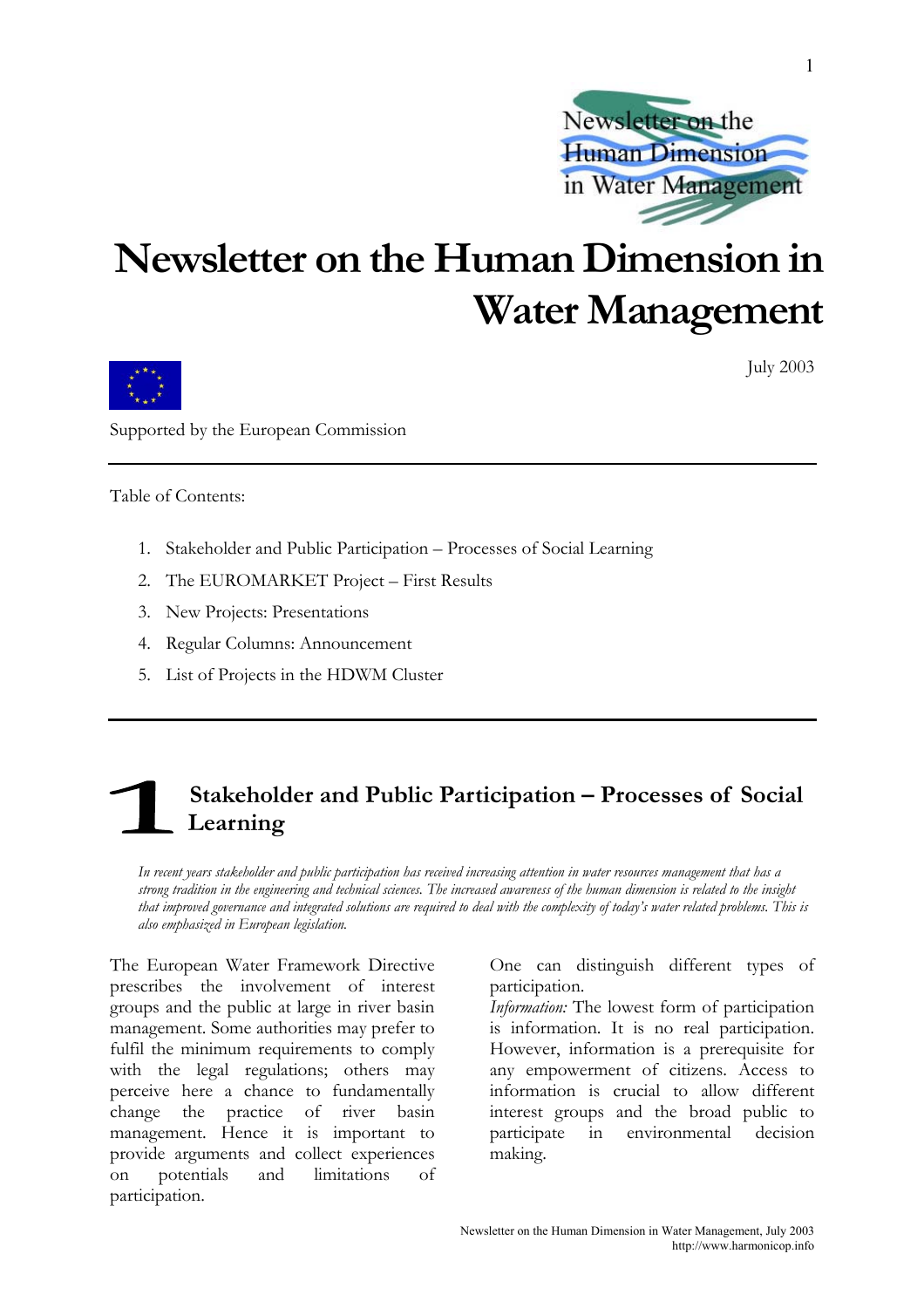# Newsletter on the Human Dimension in Water Management

July 2003

Supported by the European Commission

Table of Contents:

1. Stakeholder and Public Participation – Processes of Social Learning
2. The EUROMARKET Project – First Results
3. New Projects: Presentations
4. Regular Columns: Announcement
5. List of Projects in the HDWM Cluster

## 1 Stakeholder and Public Participation – Processes of Social Learning

*In recent years stakeholder and public participation has received increasing attention in water resources management that has a strong tradition in the engineering and technical sciences. The increased awareness of the human dimension is related to the insight that improved governance and integrated solutions are required to deal with the complexity of today's water related problems. This is also emphasized in European legislation.*

The European Water Framework Directive prescribes the involvement of interest groups and the public at large in river basin management. Some authorities may prefer to fulfil the minimum requirements to comply with the legal regulations; others may perceive here a chance to fundamentally change the practice of river basin management. Hence it is important to provide arguments and collect experiences on potentials and limitations of participation.

One can distinguish different types of participation.

*Information:* The lowest form of participation is information. It is no real participation. However, information is a prerequisite for any empowerment of citizens. Access to information is crucial to allow different interest groups and the broad public to participate in environmental decision making.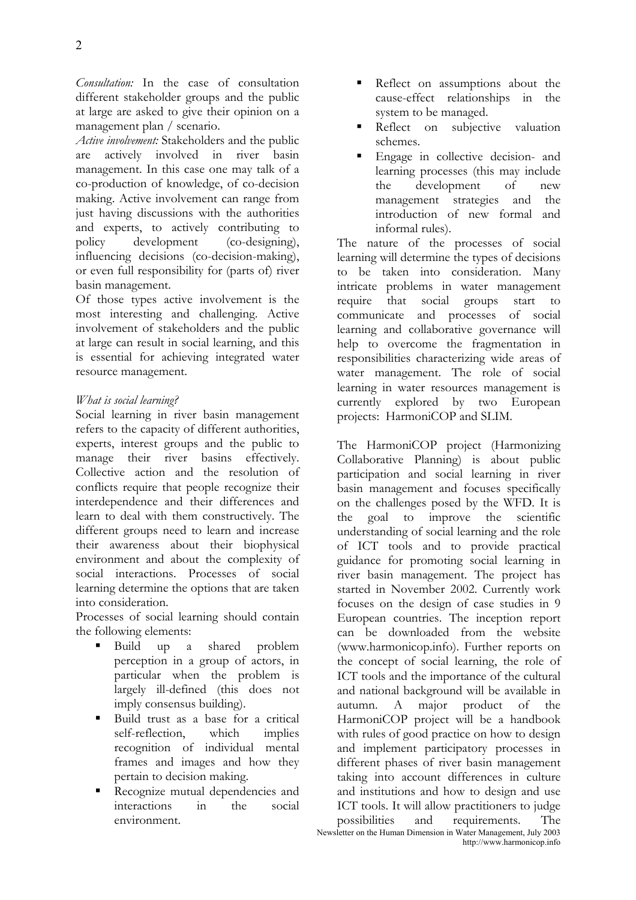*Consultation:* In the case of consultation different stakeholder groups and the public at large are asked to give their opinion on a management plan / scenario.

*Active involvement:* Stakeholders and the public are actively involved in river basin management. In this case one may talk of a co-production of knowledge, of co-decision making. Active involvement can range from just having discussions with the authorities and experts, to actively contributing to policy development (co-designing), influencing decisions (co-decision-making), or even full responsibility for (parts of) river basin management.

Of those types active involvement is the most interesting and challenging. Active involvement of stakeholders and the public at large can result in social learning, and this is essential for achieving integrated water resource management.

*What is social learning?*

Social learning in river basin management refers to the capacity of different authorities, experts, interest groups and the public to manage their river basins effectively. Collective action and the resolution of conflicts require that people recognize their interdependence and their differences and learn to deal with them constructively. The different groups need to learn and increase their awareness about their biophysical environment and about the complexity of social interactions. Processes of social learning determine the options that are taken into consideration.

Processes of social learning should contain the following elements:

- Build up a shared problem perception in a group of actors, in particular when the problem is largely ill-defined (this does not imply consensus building).
- Build trust as a base for a critical self-reflection, which implies recognition of individual mental frames and images and how they pertain to decision making.
- Recognize mutual dependencies and interactions in the social environment.
- Reflect on assumptions about the cause-effect relationships in the system to be managed.
- Reflect on subjective valuation schemes.
- Engage in collective decision- and learning processes (this may include the development of new management strategies and the introduction of new formal and informal rules).

The nature of the processes of social learning will determine the types of decisions to be taken into consideration. Many intricate problems in water management require that social groups start to communicate and processes of social learning and collaborative governance will help to overcome the fragmentation in responsibilities characterizing wide areas of water management. The role of social learning in water resources management is currently explored by two European projects: HarmoniCOP and SLIM.

The HarmoniCOP project (Harmonizing Collaborative Planning) is about public participation and social learning in river basin management and focuses specifically on the challenges posed by the WFD. It is the goal to improve the scientific understanding of social learning and the role of ICT tools and to provide practical guidance for promoting social learning in river basin management. The project has started in November 2002. Currently work focuses on the design of case studies in 9 European countries. The inception report can be downloaded from the website (www.harmonicop.info). Further reports on the concept of social learning, the role of ICT tools and the importance of the cultural and national background will be available in autumn. A major product of the HarmoniCOP project will be a handbook with rules of good practice on how to design and implement participatory processes in different phases of river basin management taking into account differences in culture and institutions and how to design and use ICT tools. It will allow practitioners to judge possibilities and requirements. The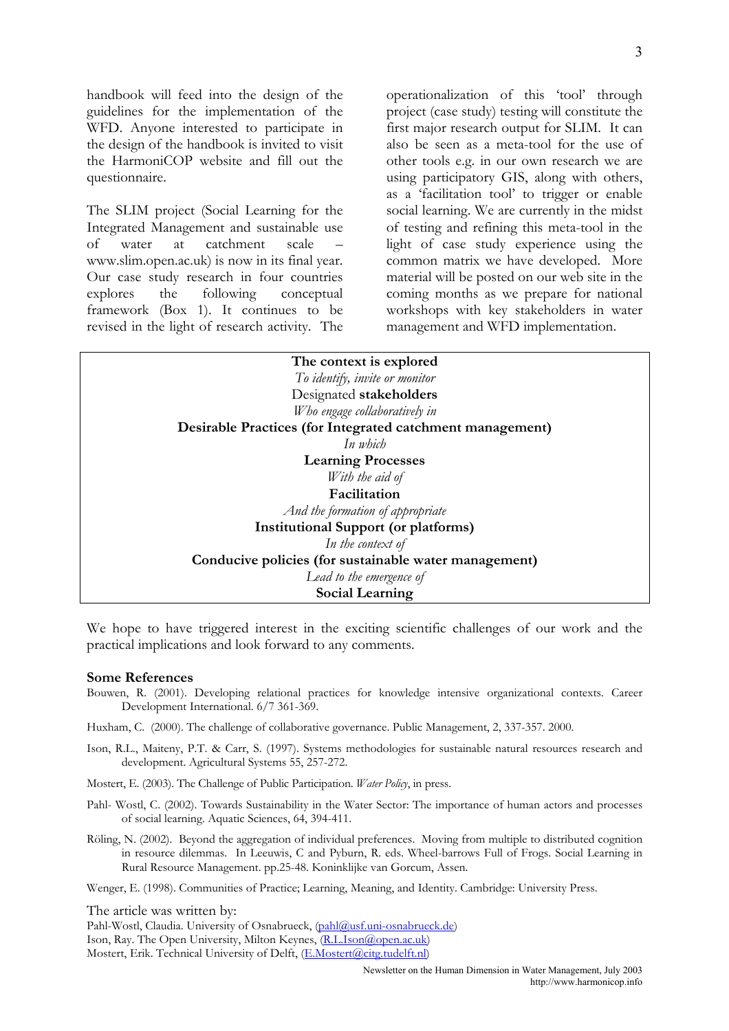handbook will feed into the design of the guidelines for the implementation of the WFD. Anyone interested to participate in the design of the handbook is invited to visit the HarmoniCOP website and fill out the questionnaire.

The SLIM project (Social Learning for the Integrated Management and sustainable use of water at catchment scale – www.slim.open.ac.uk) is now in its final year. Our case study research in four countries explores the following conceptual framework (Box 1). It continues to be revised in the light of research activity. The operationalization of this 'tool' through project (case study) testing will constitute the first major research output for SLIM. It can also be seen as a meta-tool for the use of other tools e.g. in our own research we are using participatory GIS, along with others, as a 'facilitation tool' to trigger or enable social learning. We are currently in the midst of testing and refining this meta-tool in the light of case study experience using the common matrix we have developed. More material will be posted on our web site in the coming months as we prepare for national workshops with key stakeholders in water management and WFD implementation.

> **The context is explored**
> *To identify, invite or monitor*
> Designated **stakeholders**
> *Who engage collaboratively in*
> **Desirable Practices (for Integrated catchment management)**
> *In which*
> **Learning Processes**
> *With the aid of*
> **Facilitation**
> *And the formation of appropriate*
> **Institutional Support (or platforms)**
> *In the context of*
> **Conducive policies (for sustainable water management)**
> *Lead to the emergence of*
> **Social Learning**

We hope to have triggered interest in the exciting scientific challenges of our work and the practical implications and look forward to any comments.

### Some References

Bouwen, R. (2001). Developing relational practices for knowledge intensive organizational contexts. Career Development International. 6/7 361-369.

Huxham, C. (2000). The challenge of collaborative governance. Public Management, 2, 337-357. 2000.

Ison, R.L., Maiteny, P.T. & Carr, S. (1997). Systems methodologies for sustainable natural resources research and development. Agricultural Systems 55, 257-272.

Mostert, E. (2003). The Challenge of Public Participation. *Water Policy*, in press.

Pahl- Wostl, C. (2002). Towards Sustainability in the Water Sector: The importance of human actors and processes of social learning. Aquatic Sciences, 64, 394-411.

Röling, N. (2002). Beyond the aggregation of individual preferences. Moving from multiple to distributed cognition in resource dilemmas. In Leeuwis, C and Pyburn, R. eds. Wheel-barrows Full of Frogs. Social Learning in Rural Resource Management. pp.25-48. Koninklijke van Gorcum, Assen.

Wenger, E. (1998). Communities of Practice; Learning, Meaning, and Identity. Cambridge: University Press.

The article was written by:
Pahl-Wostl, Claudia. University of Osnabrueck, (pahl@usf.uni-osnabrueck.de)
Ison, Ray. The Open University, Milton Keynes, (R.L.Ison@open.ac.uk)
Mostert, Erik. Technical University of Delft, (E.Mostert@citg.tudelft.nl)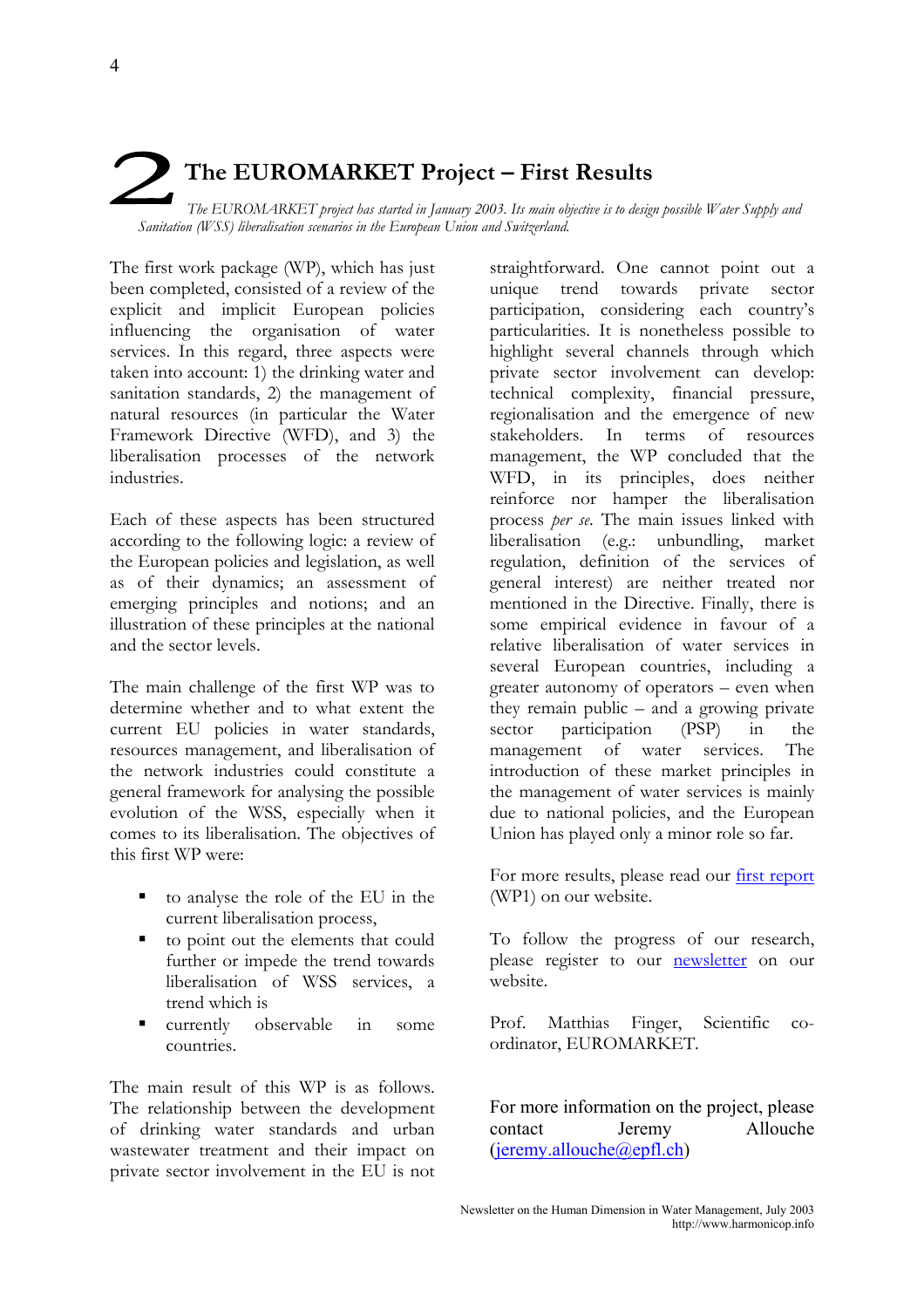# 2 The EUROMARKET Project – First Results

*The EUROMARKET project has started in January 2003. Its main objective is to design possible Water Supply and Sanitation (WSS) liberalisation scenarios in the European Union and Switzerland.*

The first work package (WP), which has just been completed, consisted of a review of the explicit and implicit European policies influencing the organisation of water services. In this regard, three aspects were taken into account: 1) the drinking water and sanitation standards, 2) the management of natural resources (in particular the Water Framework Directive (WFD), and 3) the liberalisation processes of the network industries.

Each of these aspects has been structured according to the following logic: a review of the European policies and legislation, as well as of their dynamics; an assessment of emerging principles and notions; and an illustration of these principles at the national and the sector levels.

The main challenge of the first WP was to determine whether and to what extent the current EU policies in water standards, resources management, and liberalisation of the network industries could constitute a general framework for analysing the possible evolution of the WSS, especially when it comes to its liberalisation. The objectives of this first WP were:

- to analyse the role of the EU in the current liberalisation process,
- to point out the elements that could further or impede the trend towards liberalisation of WSS services, a trend which is
- currently observable in some countries.

The main result of this WP is as follows. The relationship between the development of drinking water standards and urban wastewater treatment and their impact on private sector involvement in the EU is not straightforward. One cannot point out a unique trend towards private sector participation, considering each country's particularities. It is nonetheless possible to highlight several channels through which private sector involvement can develop: technical complexity, financial pressure, regionalisation and the emergence of new stakeholders. In terms of resources management, the WP concluded that the WFD, in its principles, does neither reinforce nor hamper the liberalisation process *per se*. The main issues linked with liberalisation (e.g.: unbundling, market regulation, definition of the services of general interest) are neither treated nor mentioned in the Directive. Finally, there is some empirical evidence in favour of a relative liberalisation of water services in several European countries, including a greater autonomy of operators – even when they remain public – and a growing private sector participation (PSP) in the management of water services. The introduction of these market principles in the management of water services is mainly due to national policies, and the European Union has played only a minor role so far.

For more results, please read our first report (WP1) on our website.

To follow the progress of our research, please register to our newsletter on our website.

Prof. Matthias Finger, Scientific co-ordinator, EUROMARKET.

For more information on the project, please contact Jeremy Allouche (jeremy.allouche@epfl.ch)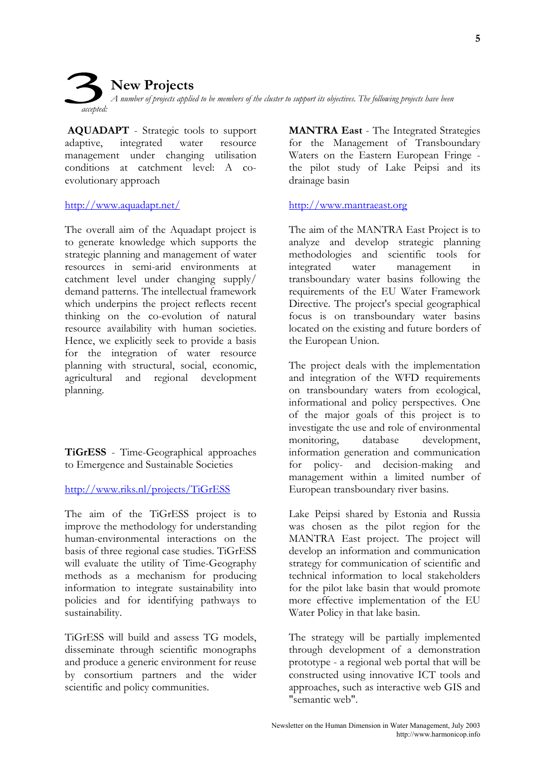# 3 New Projects

*A number of projects applied to be members of the cluster to support its objectives. The following projects have been accepted:*

**AQUADAPT** - Strategic tools to support adaptive, integrated water resource management under changing utilisation conditions at catchment level: A co-evolutionary approach

http://www.aquadapt.net/

The overall aim of the Aquadapt project is to generate knowledge which supports the strategic planning and management of water resources in semi-arid environments at catchment level under changing supply/ demand patterns. The intellectual framework which underpins the project reflects recent thinking on the co-evolution of natural resource availability with human societies. Hence, we explicitly seek to provide a basis for the integration of water resource planning with structural, social, economic, agricultural and regional development planning.

**TiGrESS** - Time-Geographical approaches to Emergence and Sustainable Societies

http://www.riks.nl/projects/TiGrESS

The aim of the TiGrESS project is to improve the methodology for understanding human-environmental interactions on the basis of three regional case studies. TiGrESS will evaluate the utility of Time-Geography methods as a mechanism for producing information to integrate sustainability into policies and for identifying pathways to sustainability.

TiGrESS will build and assess TG models, disseminate through scientific monographs and produce a generic environment for reuse by consortium partners and the wider scientific and policy communities.

**MANTRA East** - The Integrated Strategies for the Management of Transboundary Waters on the Eastern European Fringe - the pilot study of Lake Peipsi and its drainage basin

http://www.mantraeast.org

The aim of the MANTRA East Project is to analyze and develop strategic planning methodologies and scientific tools for integrated water management in transboundary water basins following the requirements of the EU Water Framework Directive. The project's special geographical focus is on transboundary water basins located on the existing and future borders of the European Union.

The project deals with the implementation and integration of the WFD requirements on transboundary waters from ecological, informational and policy perspectives. One of the major goals of this project is to investigate the use and role of environmental monitoring, database development, information generation and communication for policy- and decision-making and management within a limited number of European transboundary river basins.

Lake Peipsi shared by Estonia and Russia was chosen as the pilot region for the MANTRA East project. The project will develop an information and communication strategy for communication of scientific and technical information to local stakeholders for the pilot lake basin that would promote more effective implementation of the EU Water Policy in that lake basin.

The strategy will be partially implemented through development of a demonstration prototype - a regional web portal that will be constructed using innovative ICT tools and approaches, such as interactive web GIS and "semantic web".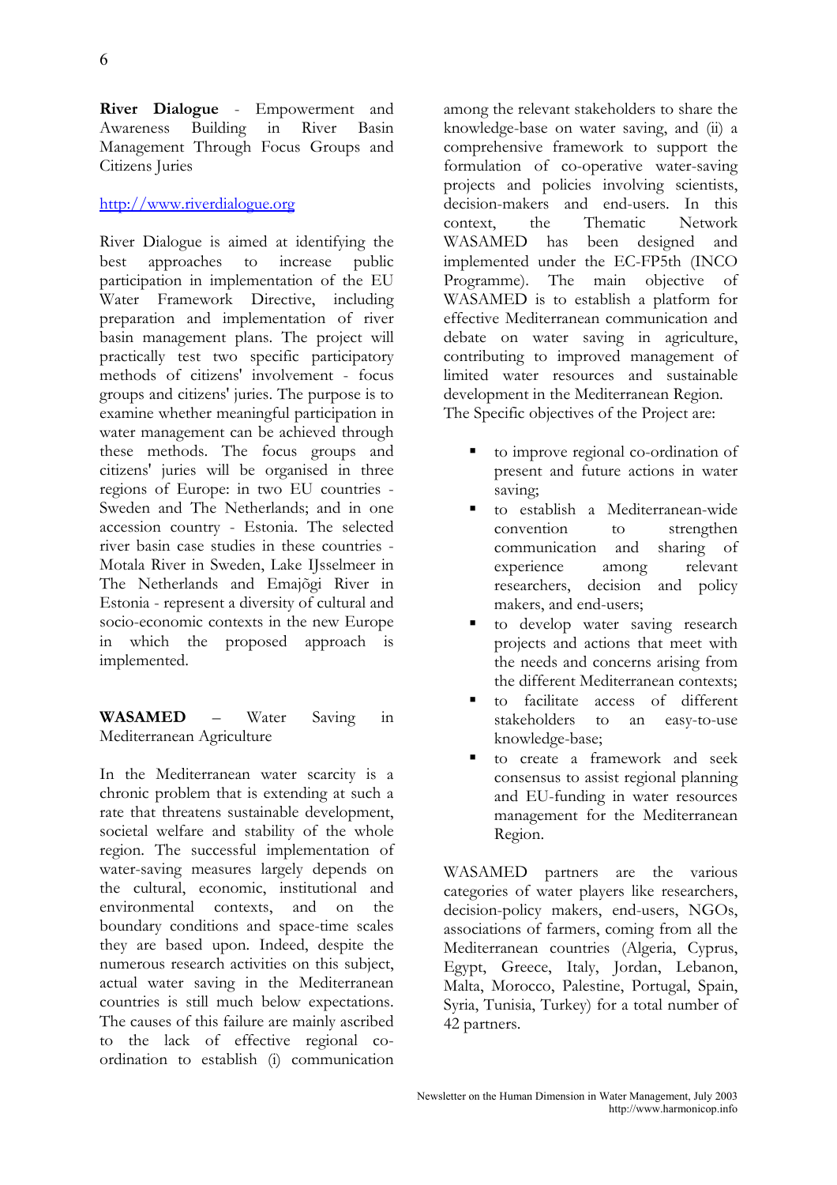**River Dialogue** - Empowerment and Awareness Building in River Basin Management Through Focus Groups and Citizens Juries

http://www.riverdialogue.org

River Dialogue is aimed at identifying the best approaches to increase public participation in implementation of the EU Water Framework Directive, including preparation and implementation of river basin management plans. The project will practically test two specific participatory methods of citizens' involvement - focus groups and citizens' juries. The purpose is to examine whether meaningful participation in water management can be achieved through these methods. The focus groups and citizens' juries will be organised in three regions of Europe: in two EU countries - Sweden and The Netherlands; and in one accession country - Estonia. The selected river basin case studies in these countries - Motala River in Sweden, Lake IJsselmeer in The Netherlands and Emajõgi River in Estonia - represent a diversity of cultural and socio-economic contexts in the new Europe in which the proposed approach is implemented.

**WASAMED** – Water Saving in Mediterranean Agriculture

In the Mediterranean water scarcity is a chronic problem that is extending at such a rate that threatens sustainable development, societal welfare and stability of the whole region. The successful implementation of water-saving measures largely depends on the cultural, economic, institutional and environmental contexts, and on the boundary conditions and space-time scales they are based upon. Indeed, despite the numerous research activities on this subject, actual water saving in the Mediterranean countries is still much below expectations. The causes of this failure are mainly ascribed to the lack of effective regional co-ordination to establish (i) communication among the relevant stakeholders to share the knowledge-base on water saving, and (ii) a comprehensive framework to support the formulation of co-operative water-saving projects and policies involving scientists, decision-makers and end-users. In this context, the Thematic Network WASAMED has been designed and implemented under the EC-FP5th (INCO Programme). The main objective of WASAMED is to establish a platform for effective Mediterranean communication and debate on water saving in agriculture, contributing to improved management of limited water resources and sustainable development in the Mediterranean Region.
The Specific objectives of the Project are:

- to improve regional co-ordination of present and future actions in water saving;
- to establish a Mediterranean-wide convention to strengthen communication and sharing of experience among relevant researchers, decision and policy makers, and end-users;
- to develop water saving research projects and actions that meet with the needs and concerns arising from the different Mediterranean contexts;
- to facilitate access of different stakeholders to an easy-to-use knowledge-base;
- to create a framework and seek consensus to assist regional planning and EU-funding in water resources management for the Mediterranean Region.

WASAMED partners are the various categories of water players like researchers, decision-policy makers, end-users, NGOs, associations of farmers, coming from all the Mediterranean countries (Algeria, Cyprus, Egypt, Greece, Italy, Jordan, Lebanon, Malta, Morocco, Palestine, Portugal, Spain, Syria, Tunisia, Turkey) for a total number of 42 partners.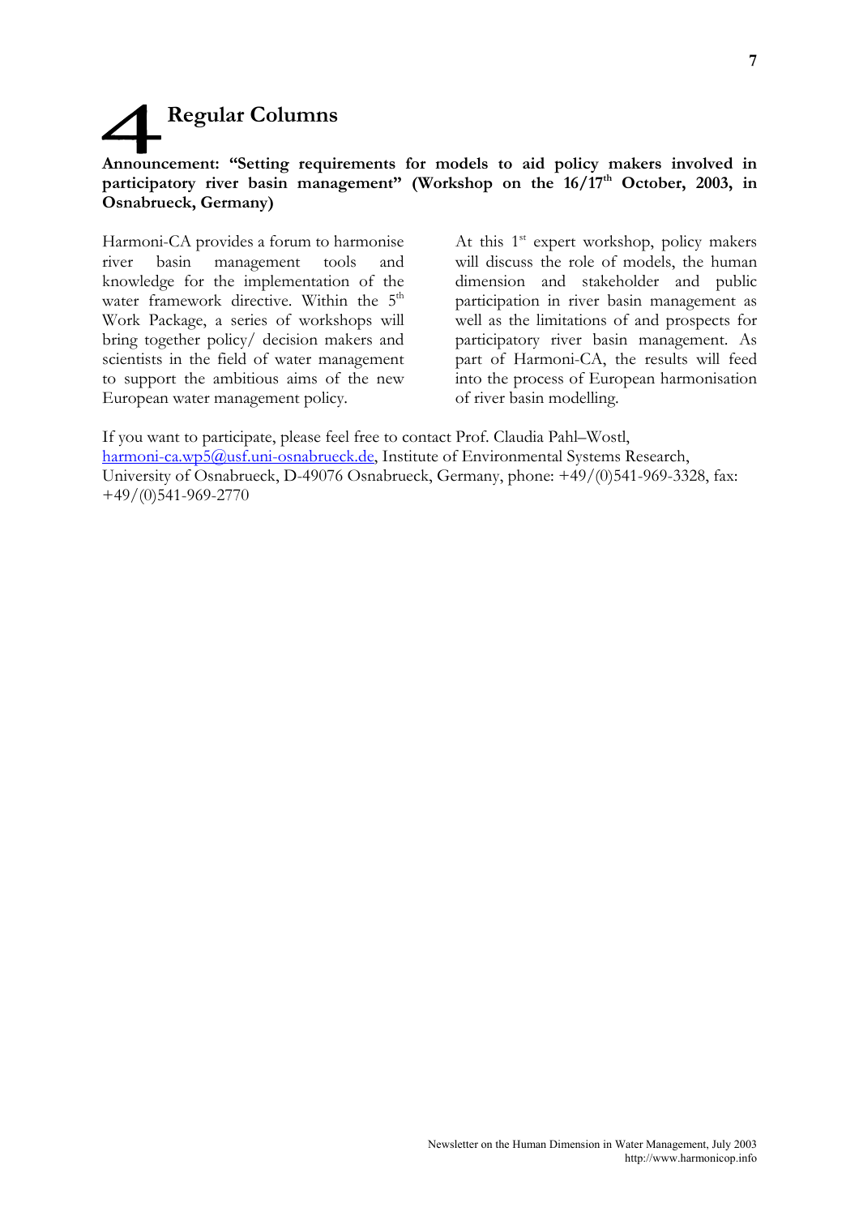# 4 Regular Columns

**Announcement: "Setting requirements for models to aid policy makers involved in participatory river basin management" (Workshop on the 16/17th October, 2003, in Osnabrueck, Germany)**

Harmoni-CA provides a forum to harmonise river basin management tools and knowledge for the implementation of the water framework directive. Within the 5th Work Package, a series of workshops will bring together policy/ decision makers and scientists in the field of water management to support the ambitious aims of the new European water management policy.

At this 1st expert workshop, policy makers will discuss the role of models, the human dimension and stakeholder and public participation in river basin management as well as the limitations of and prospects for participatory river basin management. As part of Harmoni-CA, the results will feed into the process of European harmonisation of river basin modelling.

If you want to participate, please feel free to contact Prof. Claudia Pahl–Wostl, harmoni-ca.wp5@usf.uni-osnabrueck.de, Institute of Environmental Systems Research, University of Osnabrueck, D-49076 Osnabrueck, Germany, phone: +49/(0)541-969-3328, fax: +49/(0)541-969-2770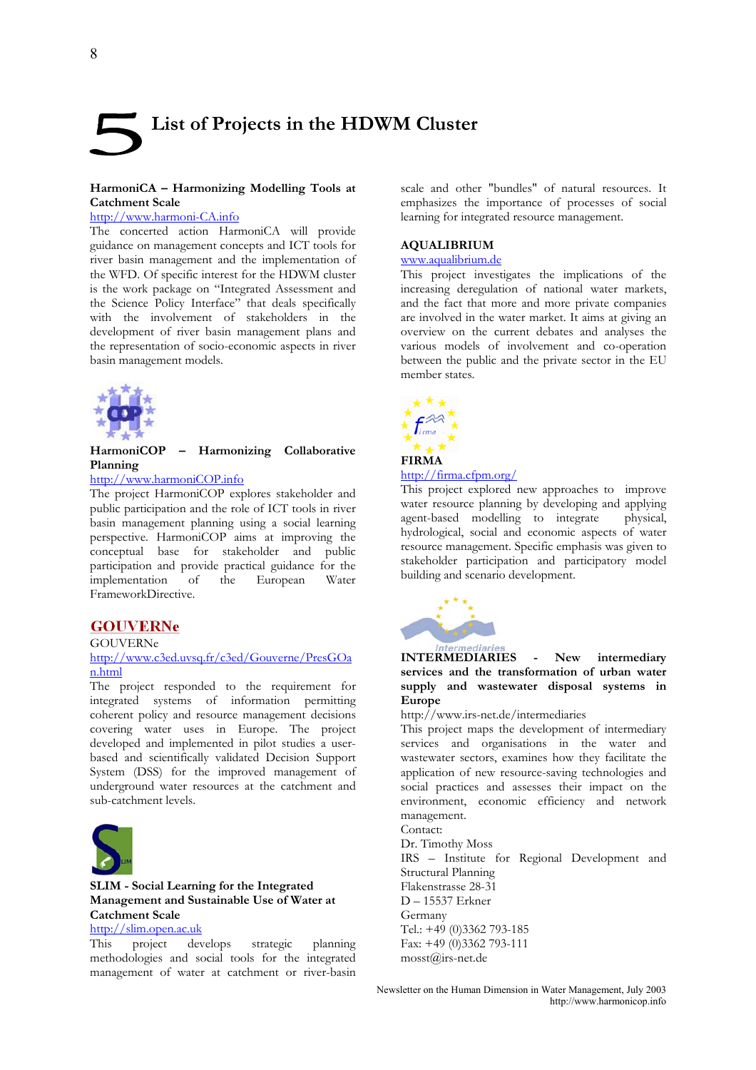# 5 List of Projects in the HDWM Cluster

**HarmoniCA – Harmonizing Modelling Tools at Catchment Scale**

http://www.harmoni-CA.info

The concerted action HarmoniCA will provide guidance on management concepts and ICT tools for river basin management and the implementation of the WFD. Of specific interest for the HDWM cluster is the work package on "Integrated Assessment and the Science Policy Interface" that deals specifically with the involvement of stakeholders in the development of river basin management plans and the representation of socio-economic aspects in river basin management models.

**HarmoniCOP – Harmonizing Collaborative Planning**

http://www.harmoniCOP.info

The project HarmoniCOP explores stakeholder and public participation and the role of ICT tools in river basin management planning using a social learning perspective. HarmoniCOP aims at improving the conceptual base for stakeholder and public participation and provide practical guidance for the implementation of the European Water FrameworkDirective.

**GOUVERNe**

GOUVERNe

http://www.c3ed.uvsq.fr/c3ed/Gouverne/PresGOan.html

The project responded to the requirement for integrated systems of information permitting coherent policy and resource management decisions covering water uses in Europe. The project developed and implemented in pilot studies a user-based and scientifically validated Decision Support System (DSS) for the improved management of underground water resources at the catchment and sub-catchment levels.

**SLIM - Social Learning for the Integrated Management and Sustainable Use of Water at Catchment Scale**

http://slim.open.ac.uk

This project develops strategic planning methodologies and social tools for the integrated management of water at catchment or river-basin scale and other "bundles" of natural resources. It emphasizes the importance of processes of social learning for integrated resource management.

**AQUALIBRIUM**

www.aqualibrium.de

This project investigates the implications of the increasing deregulation of national water markets, and the fact that more and more private companies are involved in the water market. It aims at giving an overview on the current debates and analyses the various models of involvement and co-operation between the public and the private sector in the EU member states.

**FIRMA**

http://firma.cfpm.org/

This project explored new approaches to improve water resource planning by developing and applying agent-based modelling to integrate physical, hydrological, social and economic aspects of water resource management. Specific emphasis was given to stakeholder participation and participatory model building and scenario development.

**INTERMEDIARIES - New intermediary services and the transformation of urban water supply and wastewater disposal systems in Europe**

http://www.irs-net.de/intermediaries

This project maps the development of intermediary services and organisations in the water and wastewater sectors, examines how they facilitate the application of new resource-saving technologies and social practices and assesses their impact on the environment, economic efficiency and network management.

Contact:
Dr. Timothy Moss
IRS – Institute for Regional Development and Structural Planning
Flakenstrasse 28-31
D – 15537 Erkner
Germany
Tel.: +49 (0)3362 793-185
Fax: +49 (0)3362 793-111
mosst@irs-net.de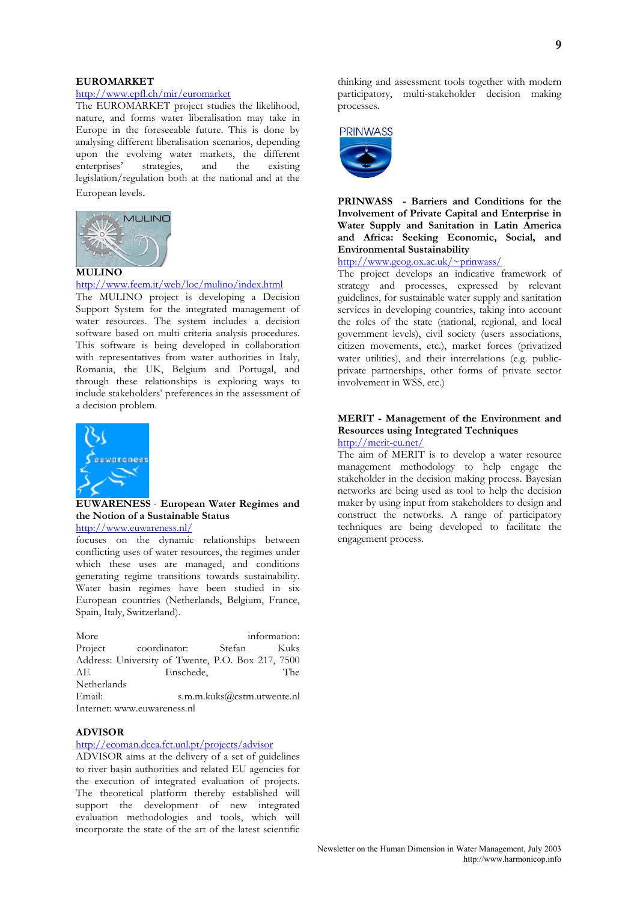**EUROMARKET**

http://www.epfl.ch/mir/euromarket

The EUROMARKET project studies the likelihood, nature, and forms water liberalisation may take in Europe in the foreseeable future. This is done by analysing different liberalisation scenarios, depending upon the evolving water markets, the different enterprises' strategies, and the existing legislation/regulation both at the national and at the European levels.

**MULINO**

http://www.feem.it/web/loc/mulino/index.html

The MULINO project is developing a Decision Support System for the integrated management of water resources. The system includes a decision software based on multi criteria analysis procedures. This software is being developed in collaboration with representatives from water authorities in Italy, Romania, the UK, Belgium and Portugal, and through these relationships is exploring ways to include stakeholders' preferences in the assessment of a decision problem.

**EUWARENESS** - **European Water Regimes and the Notion of a Sustainable Status**

http://www.euwareness.nl/

focuses on the dynamic relationships between conflicting uses of water resources, the regimes under which these uses are managed, and conditions generating regime transitions towards sustainability. Water basin regimes have been studied in six European countries (Netherlands, Belgium, France, Spain, Italy, Switzerland).

More information:
Project coordinator: Stefan Kuks
Address: University of Twente, P.O. Box 217, 7500 AE Enschede, The Netherlands
Email: s.m.m.kuks@cstm.utwente.nl
Internet: www.euwareness.nl

**ADVISOR**

http://ecoman.dcea.fct.unl.pt/projects/advisor

ADVISOR aims at the delivery of a set of guidelines to river basin authorities and related EU agencies for the execution of integrated evaluation of projects. The theoretical platform thereby established will support the development of new integrated evaluation methodologies and tools, which will incorporate the state of the art of the latest scientific thinking and assessment tools together with modern participatory, multi-stakeholder decision making processes.

**PRINWASS - Barriers and Conditions for the Involvement of Private Capital and Enterprise in Water Supply and Sanitation in Latin America and Africa: Seeking Economic, Social, and Environmental Sustainability**

http://www.geog.ox.ac.uk/~prinwass/

The project develops an indicative framework of strategy and processes, expressed by relevant guidelines, for sustainable water supply and sanitation services in developing countries, taking into account the roles of the state (national, regional, and local government levels), civil society (users associations, citizen movements, etc.), market forces (privatized water utilities), and their interrelations (e.g. public-private partnerships, other forms of private sector involvement in WSS, etc.)

**MERIT - Management of the Environment and Resources using Integrated Techniques**

http://merit-eu.net/

The aim of MERIT is to develop a water resource management methodology to help engage the stakeholder in the decision making process. Bayesian networks are being used as tool to help the decision maker by using input from stakeholders to design and construct the networks. A range of participatory techniques are being developed to facilitate the engagement process.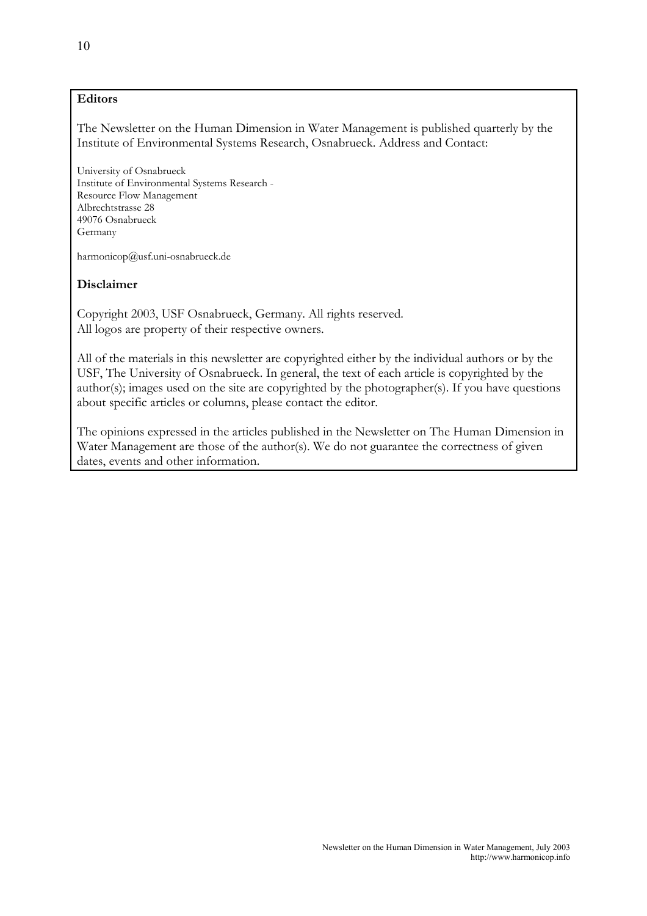**Editors**

The Newsletter on the Human Dimension in Water Management is published quarterly by the Institute of Environmental Systems Research, Osnabrueck. Address and Contact:

University of Osnabrueck  
Institute of Environmental Systems Research -  
Resource Flow Management  
Albrechtstrasse 28  
49076 Osnabrueck  
Germany

harmonicop@usf.uni-osnabrueck.de

**Disclaimer**

Copyright 2003, USF Osnabrueck, Germany. All rights reserved.  
All logos are property of their respective owners.

All of the materials in this newsletter are copyrighted either by the individual authors or by the USF, The University of Osnabrueck. In general, the text of each article is copyrighted by the author(s); images used on the site are copyrighted by the photographer(s). If you have questions about specific articles or columns, please contact the editor.

The opinions expressed in the articles published in the Newsletter on The Human Dimension in Water Management are those of the author(s). We do not guarantee the correctness of given dates, events and other information.